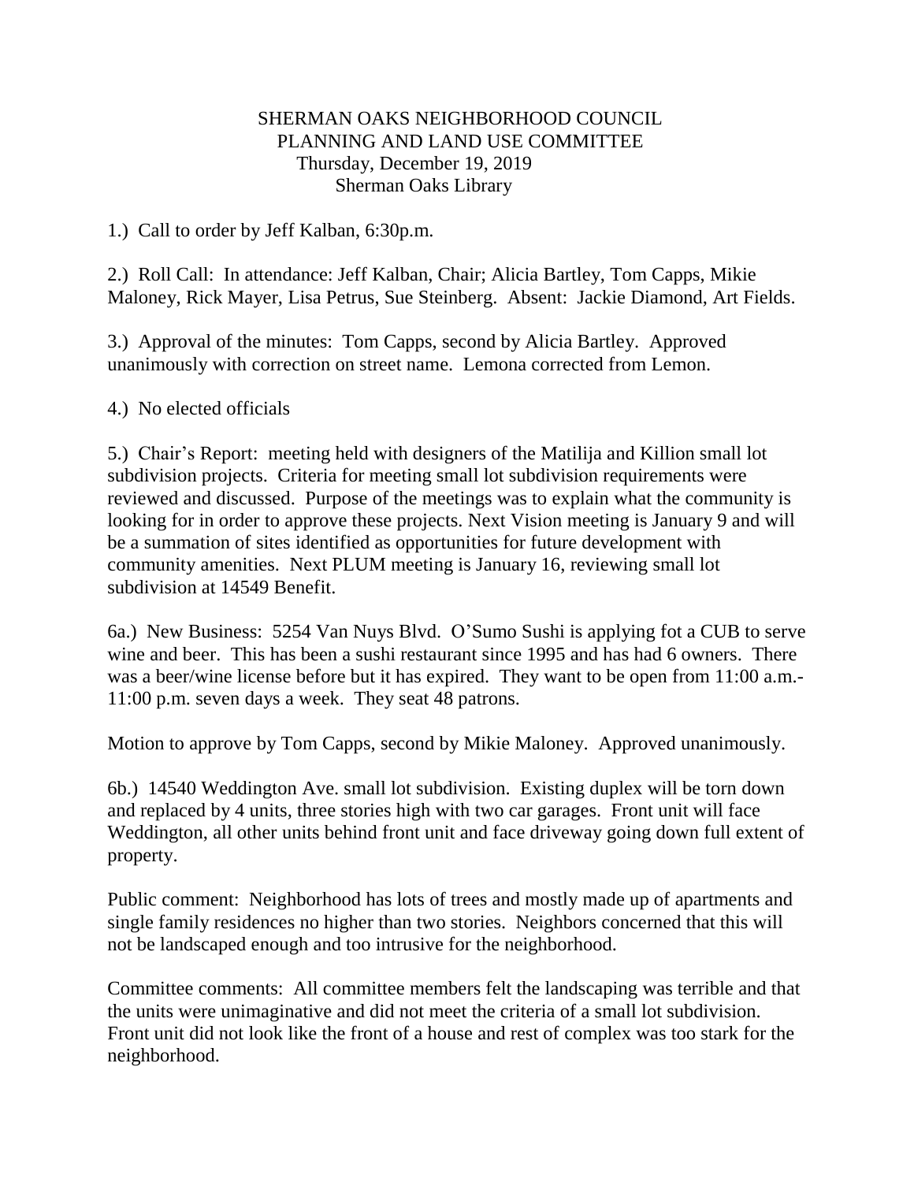# SHERMAN OAKS NEIGHBORHOOD COUNCIL
## PLANNING AND LAND USE COMMITTEE
### Thursday, December 19, 2019
### Sherman Oaks Library

1.) Call to order by Jeff Kalban, 6:30p.m.

2.) Roll Call: In attendance: Jeff Kalban, Chair; Alicia Bartley, Tom Capps, Mikie Maloney, Rick Mayer, Lisa Petrus, Sue Steinberg. Absent: Jackie Diamond, Art Fields.

3.) Approval of the minutes: Tom Capps, second by Alicia Bartley. Approved unanimously with correction on street name. Lemona corrected from Lemon.

4.) No elected officials

5.) Chair's Report: meeting held with designers of the Matilija and Killion small lot subdivision projects. Criteria for meeting small lot subdivision requirements were reviewed and discussed. Purpose of the meetings was to explain what the community is looking for in order to approve these projects. Next Vision meeting is January 9 and will be a summation of sites identified as opportunities for future development with community amenities. Next PLUM meeting is January 16, reviewing small lot subdivision at 14549 Benefit.

6a.) New Business: 5254 Van Nuys Blvd. O'Sumo Sushi is applying fot a CUB to serve wine and beer. This has been a sushi restaurant since 1995 and has had 6 owners. There was a beer/wine license before but it has expired. They want to be open from 11:00 a.m.-11:00 p.m. seven days a week. They seat 48 patrons.

Motion to approve by Tom Capps, second by Mikie Maloney. Approved unanimously.

6b.) 14540 Weddington Ave. small lot subdivision. Existing duplex will be torn down and replaced by 4 units, three stories high with two car garages. Front unit will face Weddington, all other units behind front unit and face driveway going down full extent of property.

Public comment: Neighborhood has lots of trees and mostly made up of apartments and single family residences no higher than two stories. Neighbors concerned that this will not be landscaped enough and too intrusive for the neighborhood.

Committee comments: All committee members felt the landscaping was terrible and that the units were unimaginative and did not meet the criteria of a small lot subdivision. Front unit did not look like the front of a house and rest of complex was too stark for the neighborhood.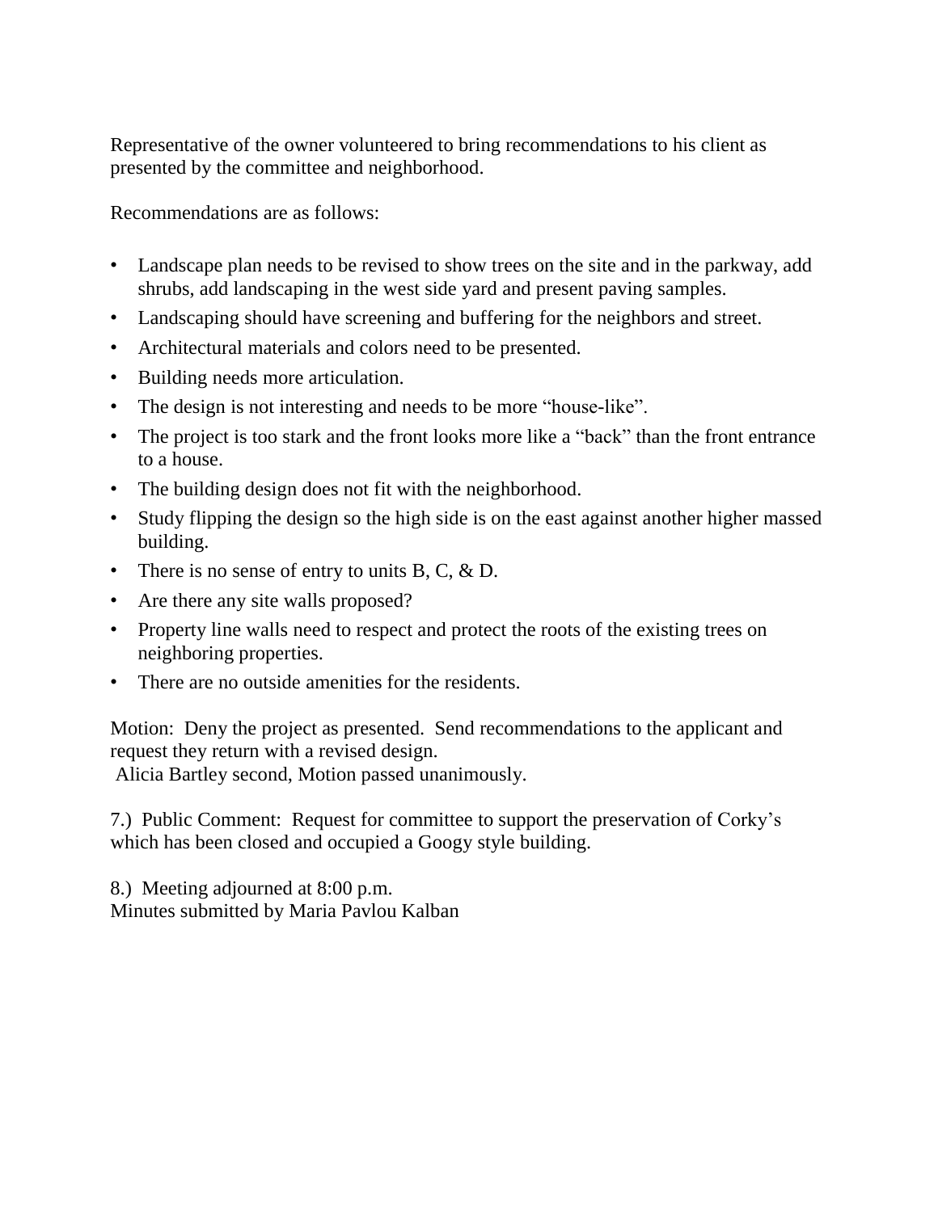Representative of the owner volunteered to bring recommendations to his client as presented by the committee and neighborhood.

Recommendations are as follows:

- Landscape plan needs to be revised to show trees on the site and in the parkway, add shrubs, add landscaping in the west side yard and present paving samples.
- Landscaping should have screening and buffering for the neighbors and street.
- Architectural materials and colors need to be presented.
- Building needs more articulation.
- The design is not interesting and needs to be more "house-like".
- The project is too stark and the front looks more like a "back" than the front entrance to a house.
- The building design does not fit with the neighborhood.
- Study flipping the design so the high side is on the east against another higher massed building.
- There is no sense of entry to units B, C, & D.
- Are there any site walls proposed?
- Property line walls need to respect and protect the roots of the existing trees on neighboring properties.
- There are no outside amenities for the residents.

Motion: Deny the project as presented. Send recommendations to the applicant and request they return with a revised design.
Alicia Bartley second, Motion passed unanimously.

7.) Public Comment: Request for committee to support the preservation of Corky's which has been closed and occupied a Googy style building.

8.) Meeting adjourned at 8:00 p.m.
Minutes submitted by Maria Pavlou Kalban